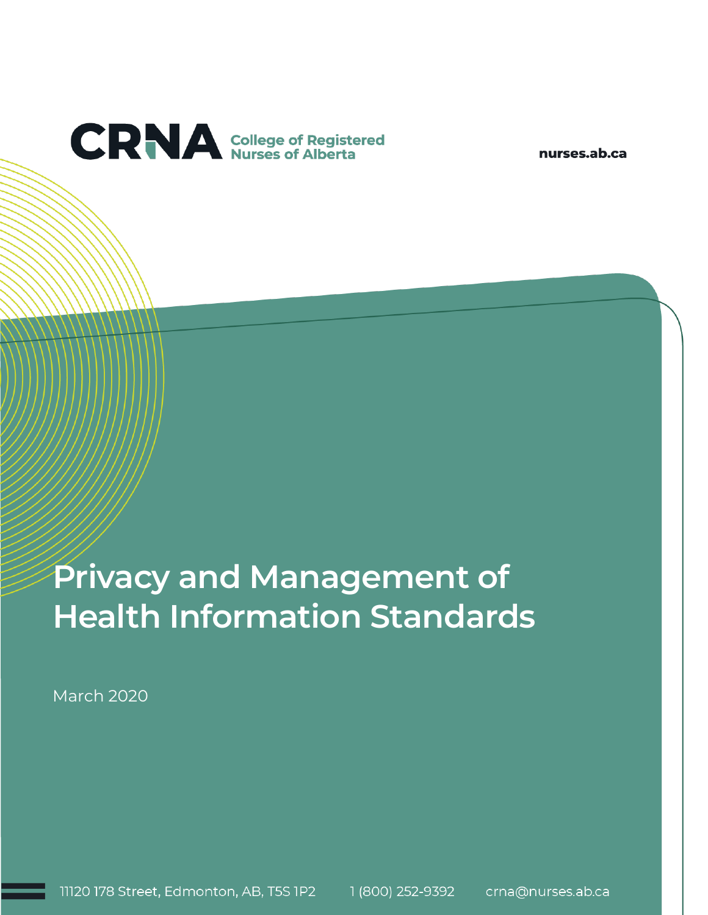CRNA College of Registered Nurses of Alberta

nurses.ab.ca

# Privacy and Management of Health Information Standards

March 2020

11120 178 Street, Edmonton, AB, T5S 1P2    1 (800) 252-9392    crna@nurses.ab.ca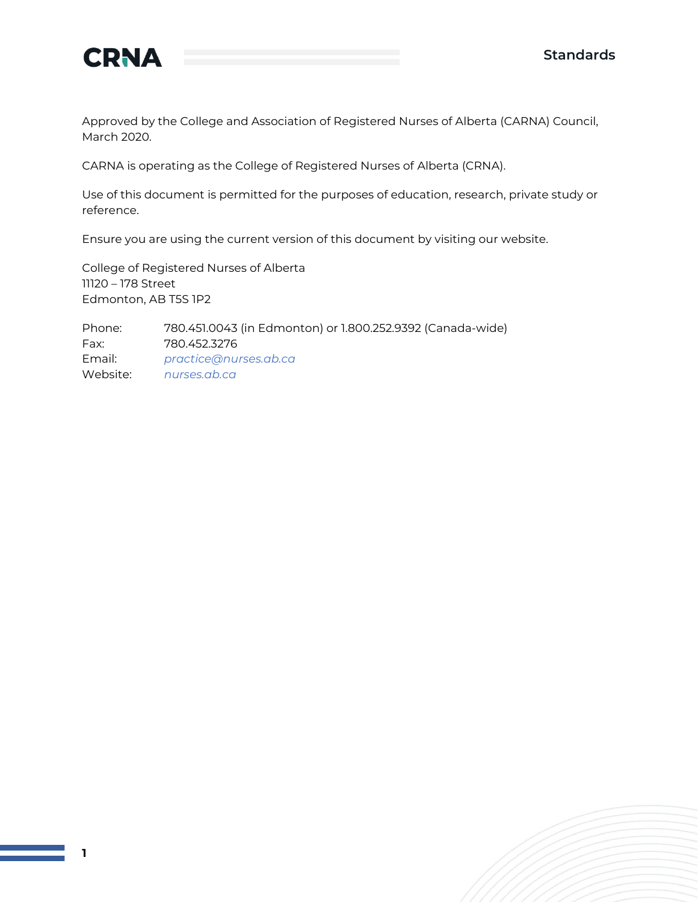Approved by the College and Association of Registered Nurses of Alberta (CARNA) Council, March 2020.

CARNA is operating as the College of Registered Nurses of Alberta (CRNA).

Use of this document is permitted for the purposes of education, research, private study or reference.

Ensure you are using the current version of this document by visiting our website.

College of Registered Nurses of Alberta
11120 – 178 Street
Edmonton, AB T5S 1P2

Phone: 780.451.0043 (in Edmonton) or 1.800.252.9392 (Canada-wide)
Fax: 780.452.3276
Email: *practice@nurses.ab.ca*
Website: *nurses.ab.ca*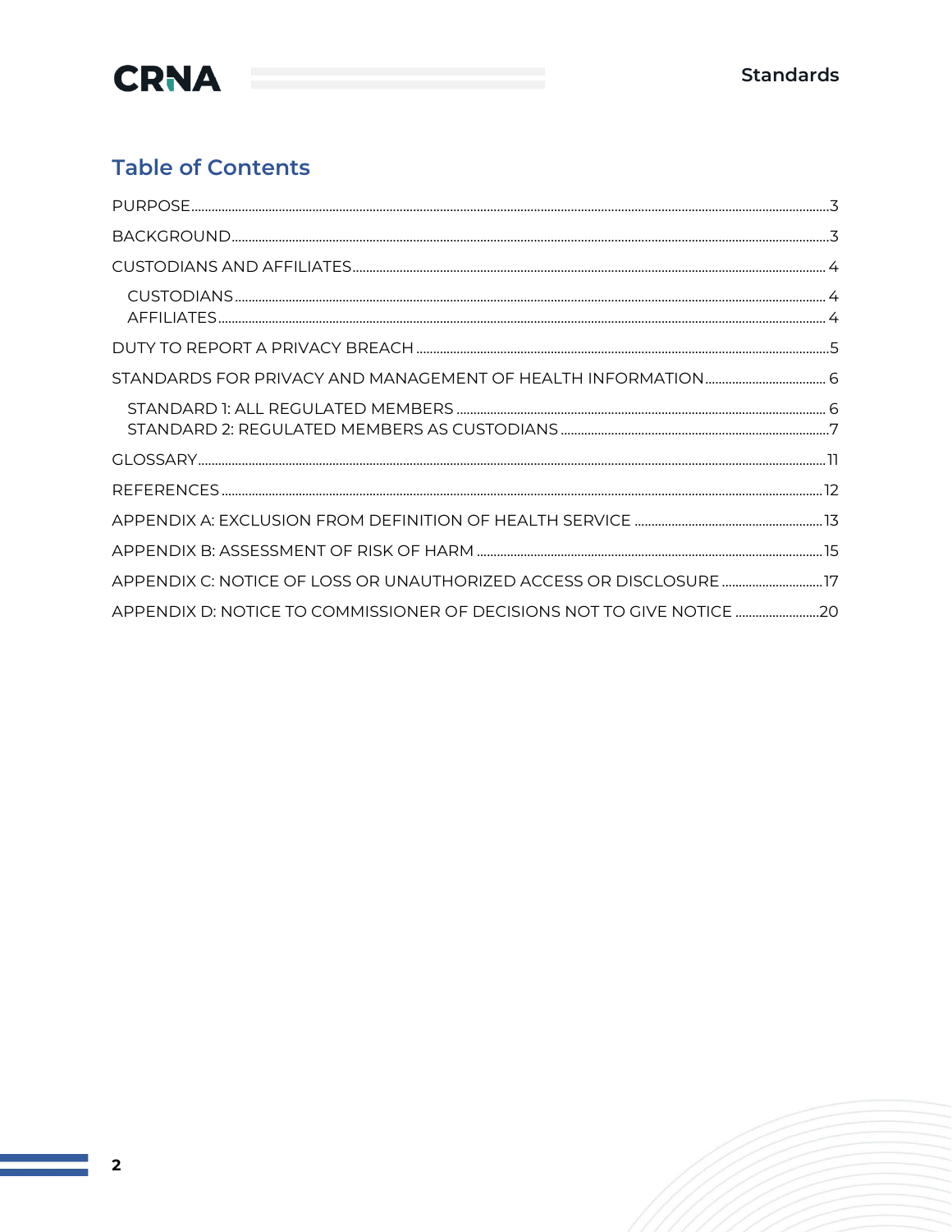## Table of Contents

PURPOSE ..... 3

BACKGROUND ..... 3

CUSTODIANS AND AFFILIATES ..... 4

- CUSTODIANS ..... 4
- AFFILIATES ..... 4

DUTY TO REPORT A PRIVACY BREACH ..... 5

STANDARDS FOR PRIVACY AND MANAGEMENT OF HEALTH INFORMATION ..... 6

- STANDARD 1: ALL REGULATED MEMBERS ..... 6
- STANDARD 2: REGULATED MEMBERS AS CUSTODIANS ..... 7

GLOSSARY ..... 11

REFERENCES ..... 12

APPENDIX A: EXCLUSION FROM DEFINITION OF HEALTH SERVICE ..... 13

APPENDIX B: ASSESSMENT OF RISK OF HARM ..... 15

APPENDIX C: NOTICE OF LOSS OR UNAUTHORIZED ACCESS OR DISCLOSURE ..... 17

APPENDIX D: NOTICE TO COMMISSIONER OF DECISIONS NOT TO GIVE NOTICE ..... 20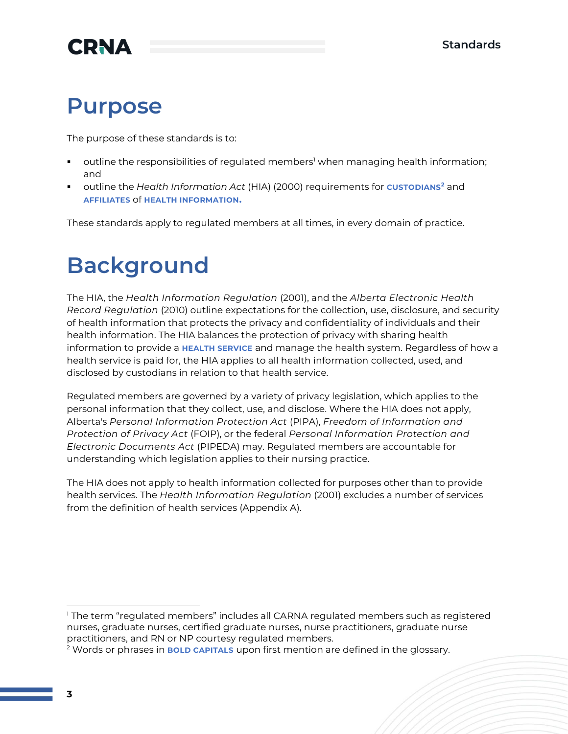# Purpose

The purpose of these standards is to:

- outline the responsibilities of regulated members[1] when managing health information; and
- outline the *Health Information Act* (HIA) (2000) requirements for **CUSTODIANS**[2] and **AFFILIATES** of **HEALTH INFORMATION.**

These standards apply to regulated members at all times, in every domain of practice.

# Background

The HIA, the *Health Information Regulation* (2001), and the *Alberta Electronic Health Record Regulation* (2010) outline expectations for the collection, use, disclosure, and security of health information that protects the privacy and confidentiality of individuals and their health information. The HIA balances the protection of privacy with sharing health information to provide a **HEALTH SERVICE** and manage the health system. Regardless of how a health service is paid for, the HIA applies to all health information collected, used, and disclosed by custodians in relation to that health service.

Regulated members are governed by a variety of privacy legislation, which applies to the personal information that they collect, use, and disclose. Where the HIA does not apply, Alberta's *Personal Information Protection Act* (PIPA), *Freedom of Information and Protection of Privacy Act* (FOIP), or the federal *Personal Information Protection and Electronic Documents Act* (PIPEDA) may. Regulated members are accountable for understanding which legislation applies to their nursing practice.

The HIA does not apply to health information collected for purposes other than to provide health services. The *Health Information Regulation* (2001) excludes a number of services from the definition of health services (Appendix A).

---

[1] The term "regulated members" includes all CARNA regulated members such as registered nurses, graduate nurses, certified graduate nurses, nurse practitioners, graduate nurse practitioners, and RN or NP courtesy regulated members.

[2] Words or phrases in **BOLD CAPITALS** upon first mention are defined in the glossary.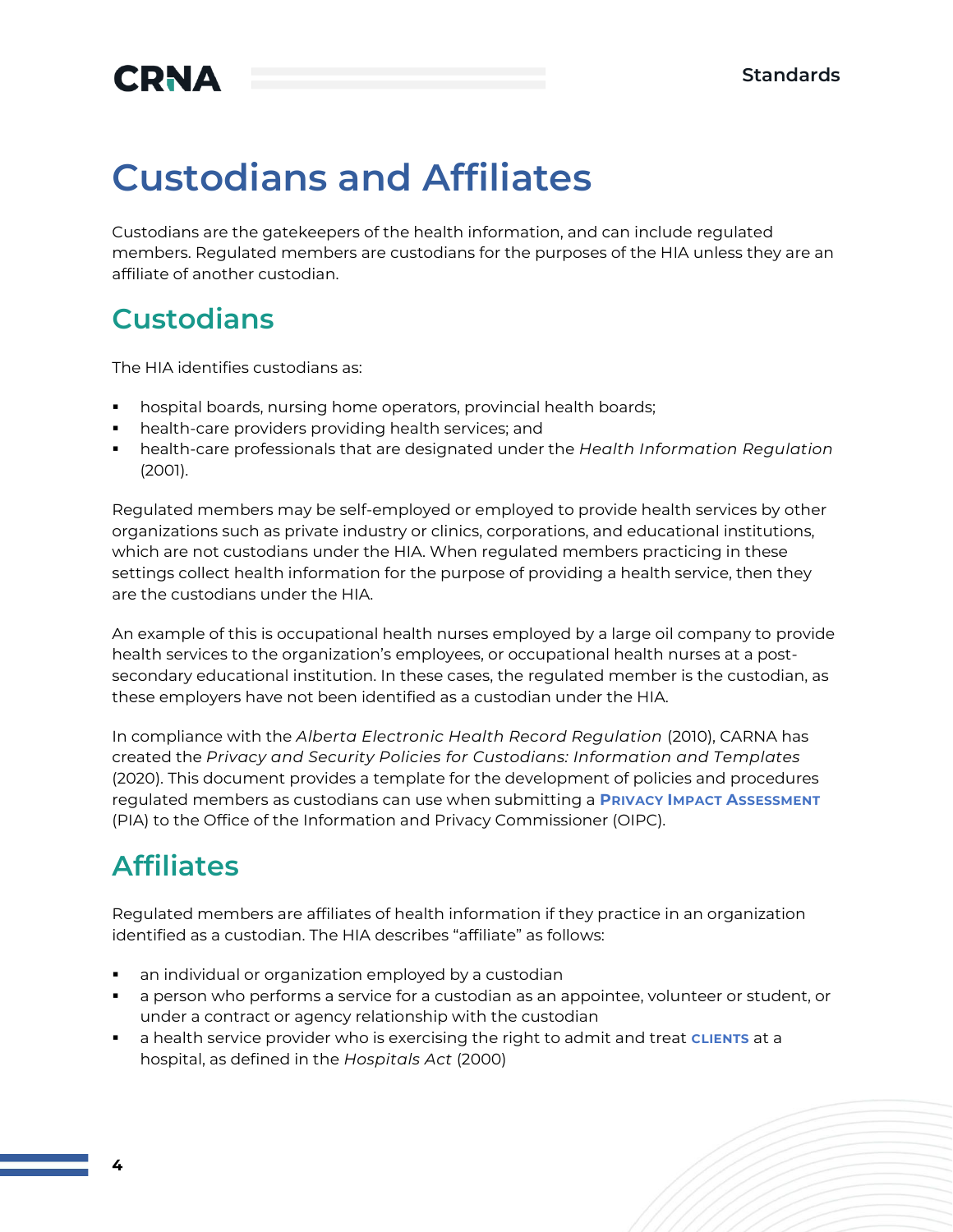# Custodians and Affiliates

Custodians are the gatekeepers of the health information, and can include regulated members. Regulated members are custodians for the purposes of the HIA unless they are an affiliate of another custodian.

## Custodians

The HIA identifies custodians as:

- hospital boards, nursing home operators, provincial health boards;
- health-care providers providing health services; and
- health-care professionals that are designated under the *Health Information Regulation* (2001).

Regulated members may be self-employed or employed to provide health services by other organizations such as private industry or clinics, corporations, and educational institutions, which are not custodians under the HIA. When regulated members practicing in these settings collect health information for the purpose of providing a health service, then they are the custodians under the HIA.

An example of this is occupational health nurses employed by a large oil company to provide health services to the organization's employees, or occupational health nurses at a post-secondary educational institution. In these cases, the regulated member is the custodian, as these employers have not been identified as a custodian under the HIA.

In compliance with the *Alberta Electronic Health Record Regulation* (2010), CARNA has created the *Privacy and Security Policies for Custodians: Information and Templates* (2020). This document provides a template for the development of policies and procedures regulated members as custodians can use when submitting a **Privacy Impact Assessment** (PIA) to the Office of the Information and Privacy Commissioner (OIPC).

## Affiliates

Regulated members are affiliates of health information if they practice in an organization identified as a custodian. The HIA describes "affiliate" as follows:

- an individual or organization employed by a custodian
- a person who performs a service for a custodian as an appointee, volunteer or student, or under a contract or agency relationship with the custodian
- a health service provider who is exercising the right to admit and treat **clients** at a hospital, as defined in the *Hospitals Act* (2000)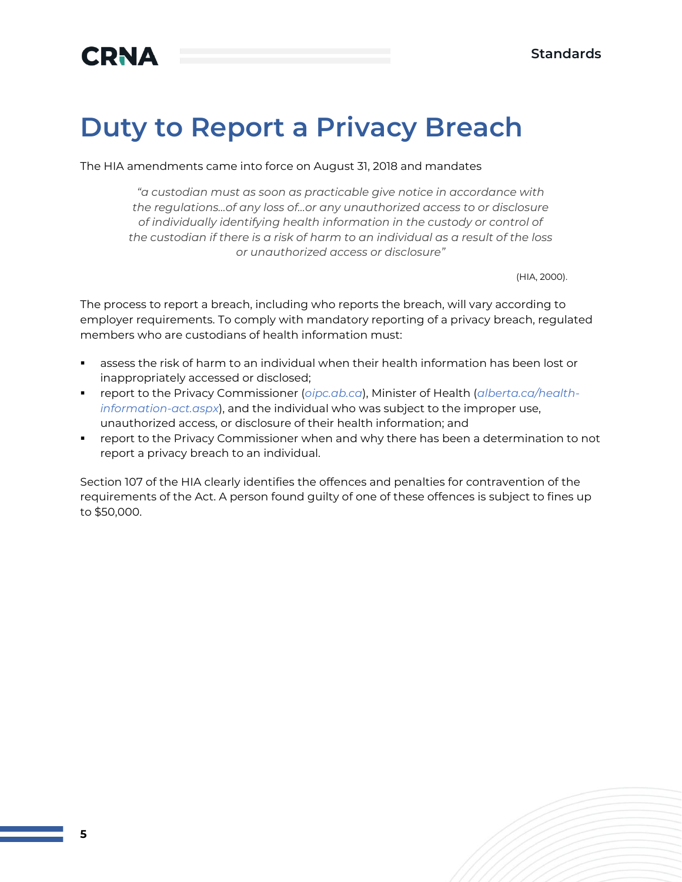# Duty to Report a Privacy Breach

The HIA amendments came into force on August 31, 2018 and mandates

> *"a custodian must as soon as practicable give notice in accordance with the regulations…of any loss of…or any unauthorized access to or disclosure of individually identifying health information in the custody or control of the custodian if there is a risk of harm to an individual as a result of the loss or unauthorized access or disclosure"*
>
> (HIA, 2000).

The process to report a breach, including who reports the breach, will vary according to employer requirements. To comply with mandatory reporting of a privacy breach, regulated members who are custodians of health information must:

- assess the risk of harm to an individual when their health information has been lost or inappropriately accessed or disclosed;
- report to the Privacy Commissioner (*oipc.ab.ca*), Minister of Health (*alberta.ca/health-information-act.aspx*), and the individual who was subject to the improper use, unauthorized access, or disclosure of their health information; and
- report to the Privacy Commissioner when and why there has been a determination to not report a privacy breach to an individual.

Section 107 of the HIA clearly identifies the offences and penalties for contravention of the requirements of the Act. A person found guilty of one of these offences is subject to fines up to $50,000.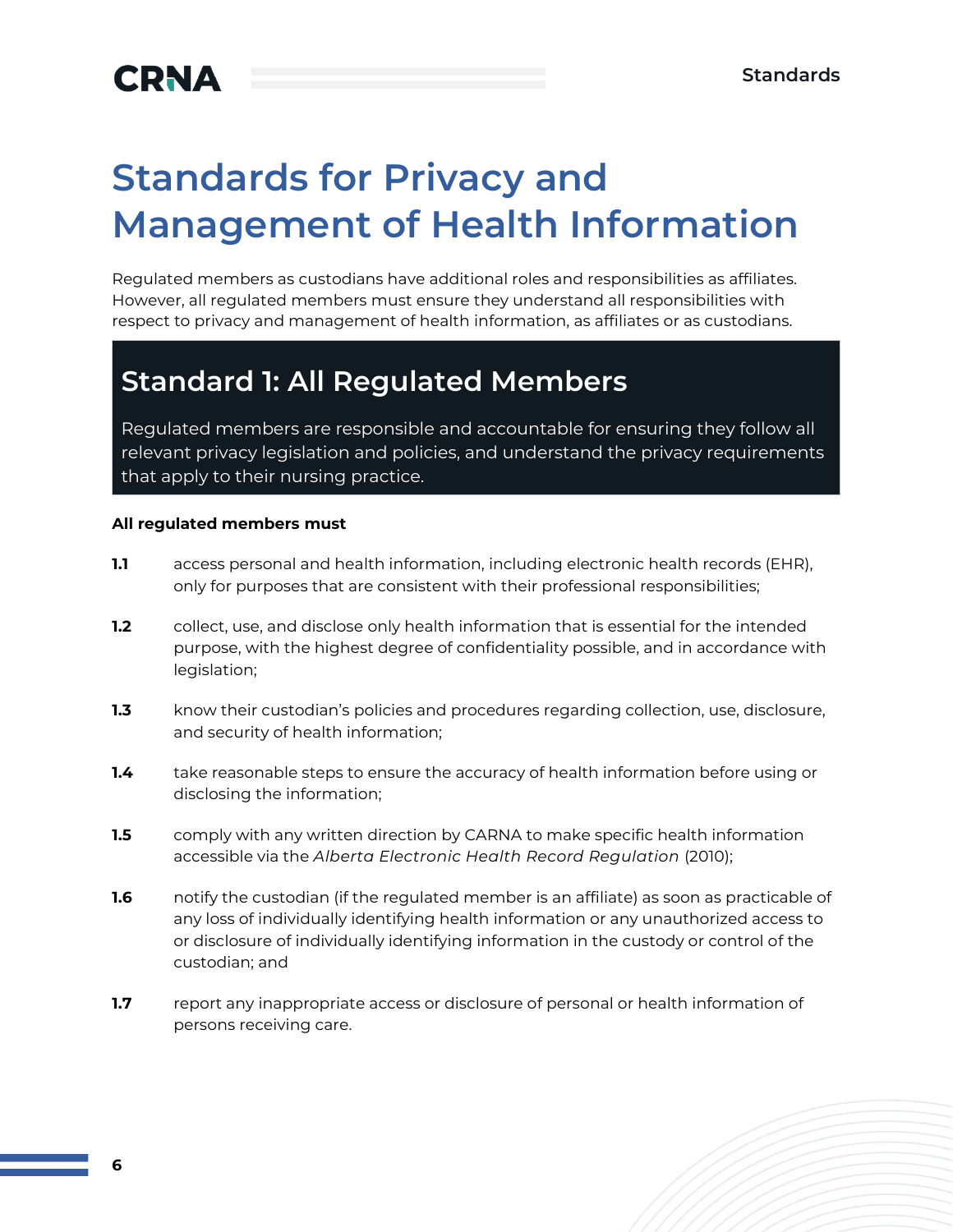# Standards for Privacy and Management of Health Information

Regulated members as custodians have additional roles and responsibilities as affiliates. However, all regulated members must ensure they understand all responsibilities with respect to privacy and management of health information, as affiliates or as custodians.

## Standard 1: All Regulated Members

Regulated members are responsible and accountable for ensuring they follow all relevant privacy legislation and policies, and understand the privacy requirements that apply to their nursing practice.

**All regulated members must**

**1.1** access personal and health information, including electronic health records (EHR), only for purposes that are consistent with their professional responsibilities;

**1.2** collect, use, and disclose only health information that is essential for the intended purpose, with the highest degree of confidentiality possible, and in accordance with legislation;

**1.3** know their custodian's policies and procedures regarding collection, use, disclosure, and security of health information;

**1.4** take reasonable steps to ensure the accuracy of health information before using or disclosing the information;

**1.5** comply with any written direction by CARNA to make specific health information accessible via the *Alberta Electronic Health Record Regulation* (2010);

**1.6** notify the custodian (if the regulated member is an affiliate) as soon as practicable of any loss of individually identifying health information or any unauthorized access to or disclosure of individually identifying information in the custody or control of the custodian; and

**1.7** report any inappropriate access or disclosure of personal or health information of persons receiving care.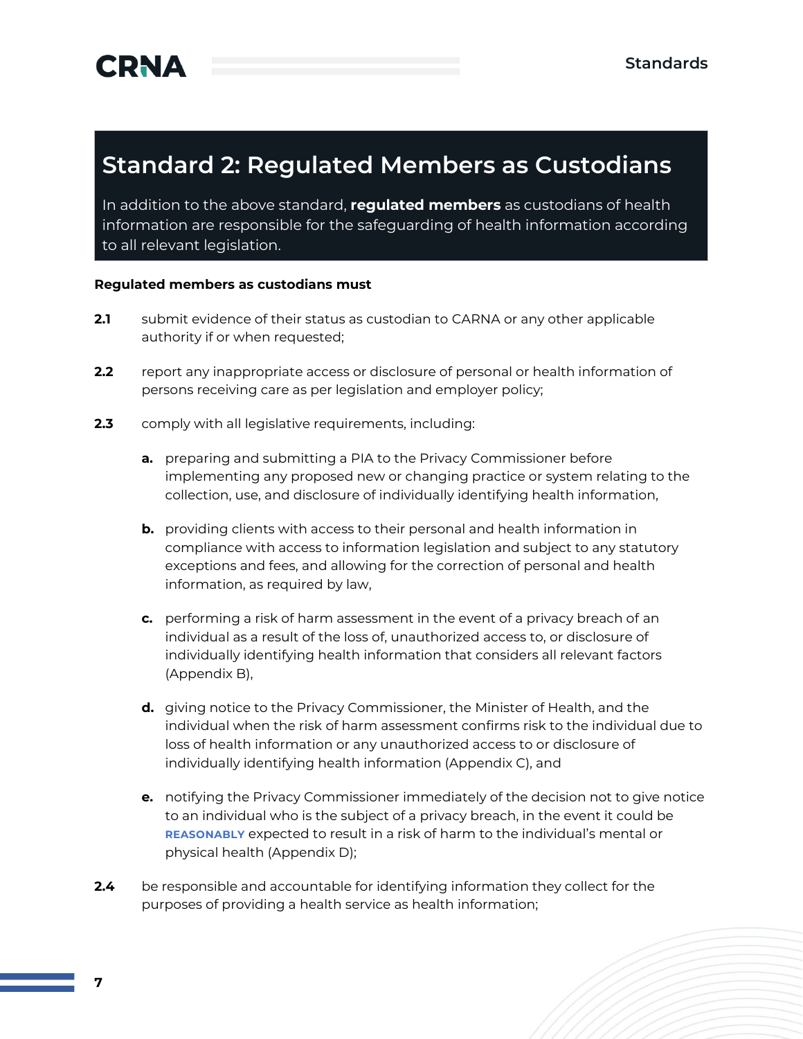## Standard 2: Regulated Members as Custodians

In addition to the above standard, **regulated members** as custodians of health information are responsible for the safeguarding of health information according to all relevant legislation.

**Regulated members as custodians must**

**2.1** submit evidence of their status as custodian to CARNA or any other applicable authority if or when requested;

**2.2** report any inappropriate access or disclosure of personal or health information of persons receiving care as per legislation and employer policy;

**2.3** comply with all legislative requirements, including:

- **a.** preparing and submitting a PIA to the Privacy Commissioner before implementing any proposed new or changing practice or system relating to the collection, use, and disclosure of individually identifying health information,
- **b.** providing clients with access to their personal and health information in compliance with access to information legislation and subject to any statutory exceptions and fees, and allowing for the correction of personal and health information, as required by law,
- **c.** performing a risk of harm assessment in the event of a privacy breach of an individual as a result of the loss of, unauthorized access to, or disclosure of individually identifying health information that considers all relevant factors (Appendix B),
- **d.** giving notice to the Privacy Commissioner, the Minister of Health, and the individual when the risk of harm assessment confirms risk to the individual due to loss of health information or any unauthorized access to or disclosure of individually identifying health information (Appendix C), and
- **e.** notifying the Privacy Commissioner immediately of the decision not to give notice to an individual who is the subject of a privacy breach, in the event it could be REASONABLY expected to result in a risk of harm to the individual's mental or physical health (Appendix D);

**2.4** be responsible and accountable for identifying information they collect for the purposes of providing a health service as health information;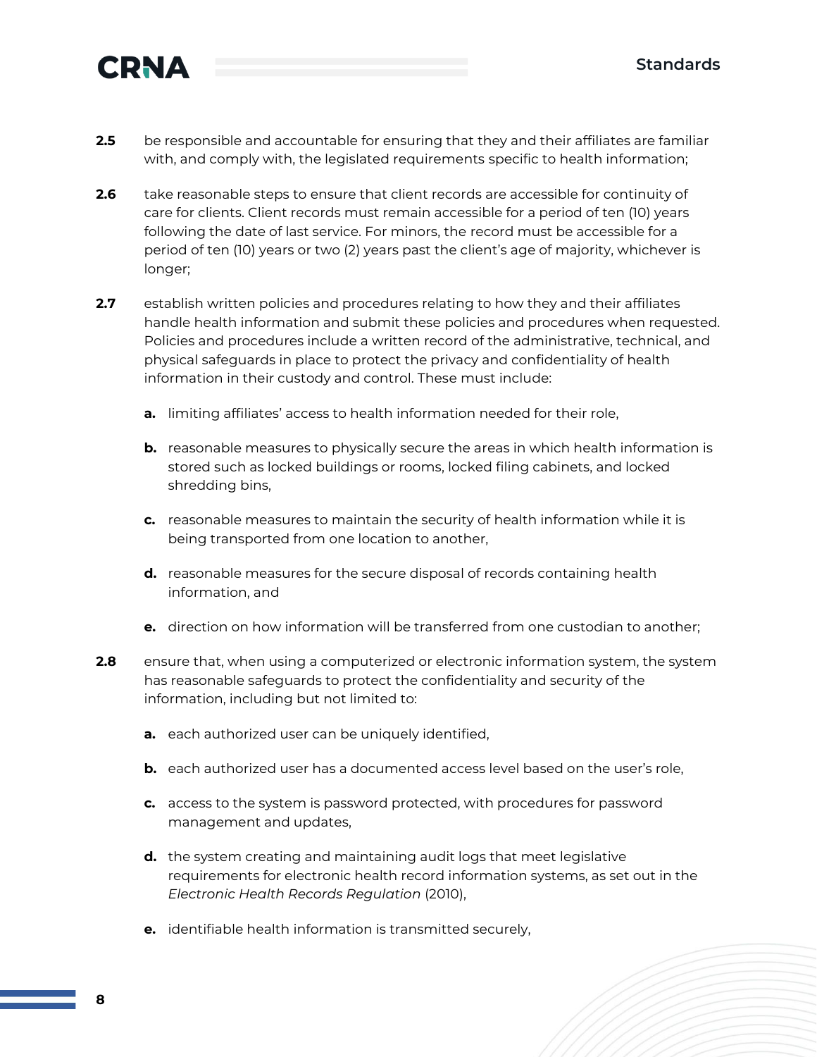**2.5** be responsible and accountable for ensuring that they and their affiliates are familiar with, and comply with, the legislated requirements specific to health information;

**2.6** take reasonable steps to ensure that client records are accessible for continuity of care for clients. Client records must remain accessible for a period of ten (10) years following the date of last service. For minors, the record must be accessible for a period of ten (10) years or two (2) years past the client's age of majority, whichever is longer;

**2.7** establish written policies and procedures relating to how they and their affiliates handle health information and submit these policies and procedures when requested. Policies and procedures include a written record of the administrative, technical, and physical safeguards in place to protect the privacy and confidentiality of health information in their custody and control. These must include:

- **a.** limiting affiliates' access to health information needed for their role,
- **b.** reasonable measures to physically secure the areas in which health information is stored such as locked buildings or rooms, locked filing cabinets, and locked shredding bins,
- **c.** reasonable measures to maintain the security of health information while it is being transported from one location to another,
- **d.** reasonable measures for the secure disposal of records containing health information, and
- **e.** direction on how information will be transferred from one custodian to another;

**2.8** ensure that, when using a computerized or electronic information system, the system has reasonable safeguards to protect the confidentiality and security of the information, including but not limited to:

- **a.** each authorized user can be uniquely identified,
- **b.** each authorized user has a documented access level based on the user's role,
- **c.** access to the system is password protected, with procedures for password management and updates,
- **d.** the system creating and maintaining audit logs that meet legislative requirements for electronic health record information systems, as set out in the *Electronic Health Records Regulation* (2010),
- **e.** identifiable health information is transmitted securely,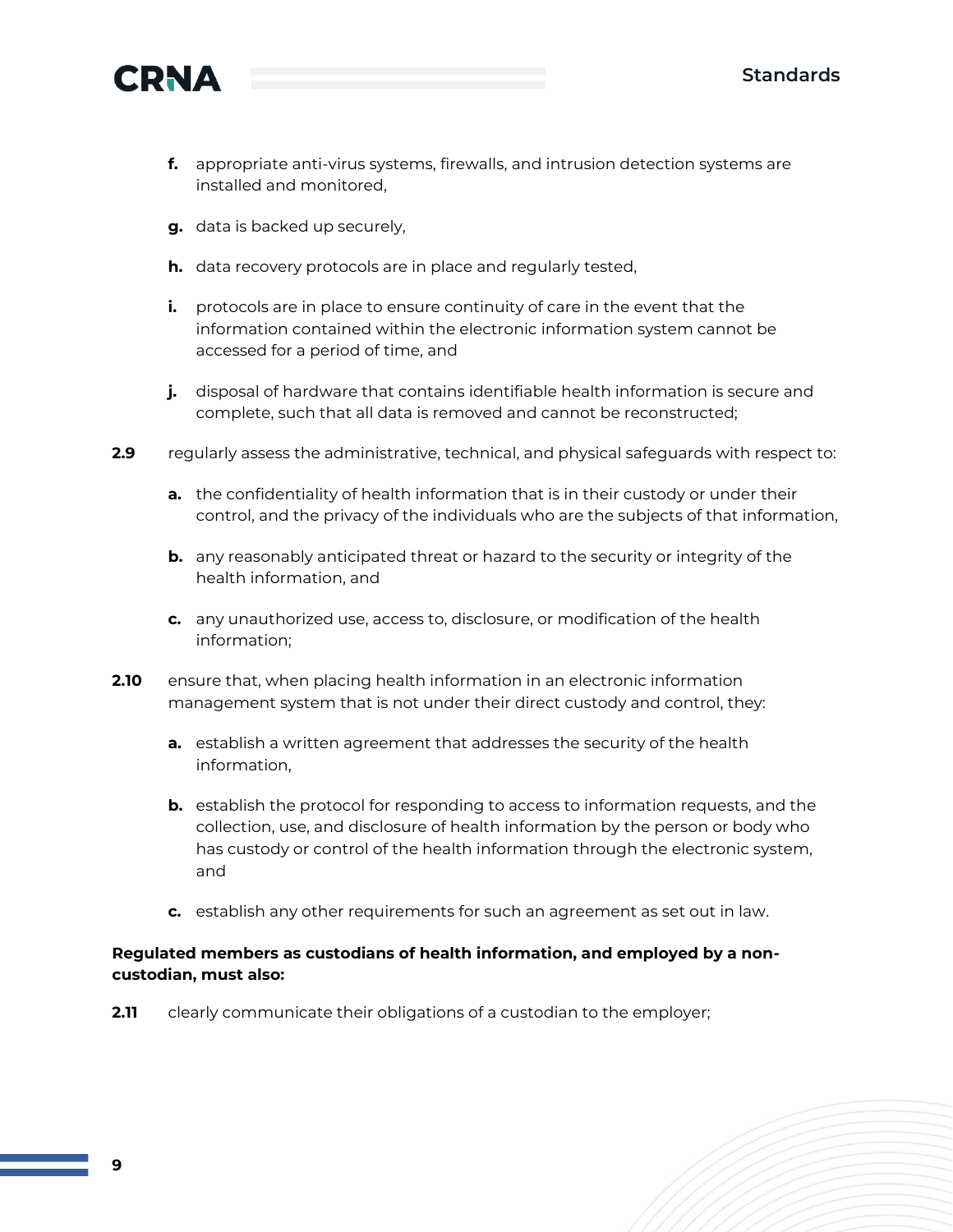f. appropriate anti-virus systems, firewalls, and intrusion detection systems are installed and monitored,

g. data is backed up securely,

h. data recovery protocols are in place and regularly tested,

i. protocols are in place to ensure continuity of care in the event that the information contained within the electronic information system cannot be accessed for a period of time, and

j. disposal of hardware that contains identifiable health information is secure and complete, such that all data is removed and cannot be reconstructed;

**2.9** regularly assess the administrative, technical, and physical safeguards with respect to:

**a.** the confidentiality of health information that is in their custody or under their control, and the privacy of the individuals who are the subjects of that information,

**b.** any reasonably anticipated threat or hazard to the security or integrity of the health information, and

**c.** any unauthorized use, access to, disclosure, or modification of the health information;

**2.10** ensure that, when placing health information in an electronic information management system that is not under their direct custody and control, they:

**a.** establish a written agreement that addresses the security of the health information,

**b.** establish the protocol for responding to access to information requests, and the collection, use, and disclosure of health information by the person or body who has custody or control of the health information through the electronic system, and

**c.** establish any other requirements for such an agreement as set out in law.

**Regulated members as custodians of health information, and employed by a non-custodian, must also:**

**2.11** clearly communicate their obligations of a custodian to the employer;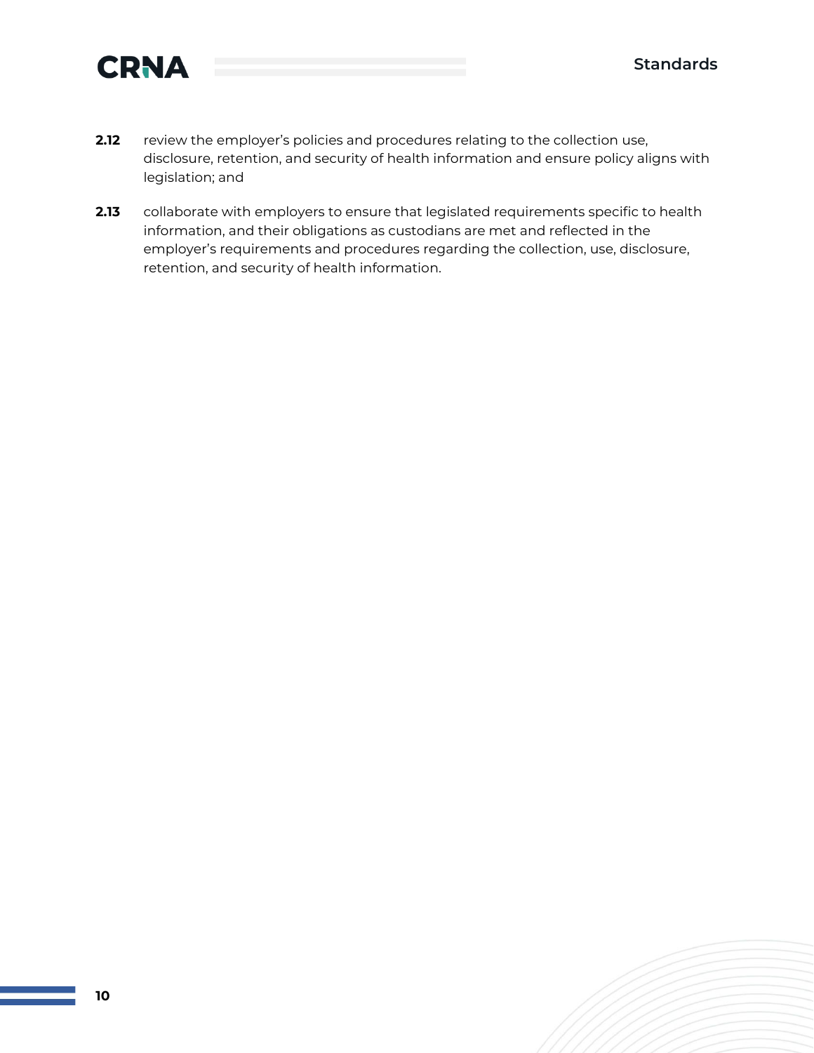**2.12** review the employer's policies and procedures relating to the collection use, disclosure, retention, and security of health information and ensure policy aligns with legislation; and

**2.13** collaborate with employers to ensure that legislated requirements specific to health information, and their obligations as custodians are met and reflected in the employer's requirements and procedures regarding the collection, use, disclosure, retention, and security of health information.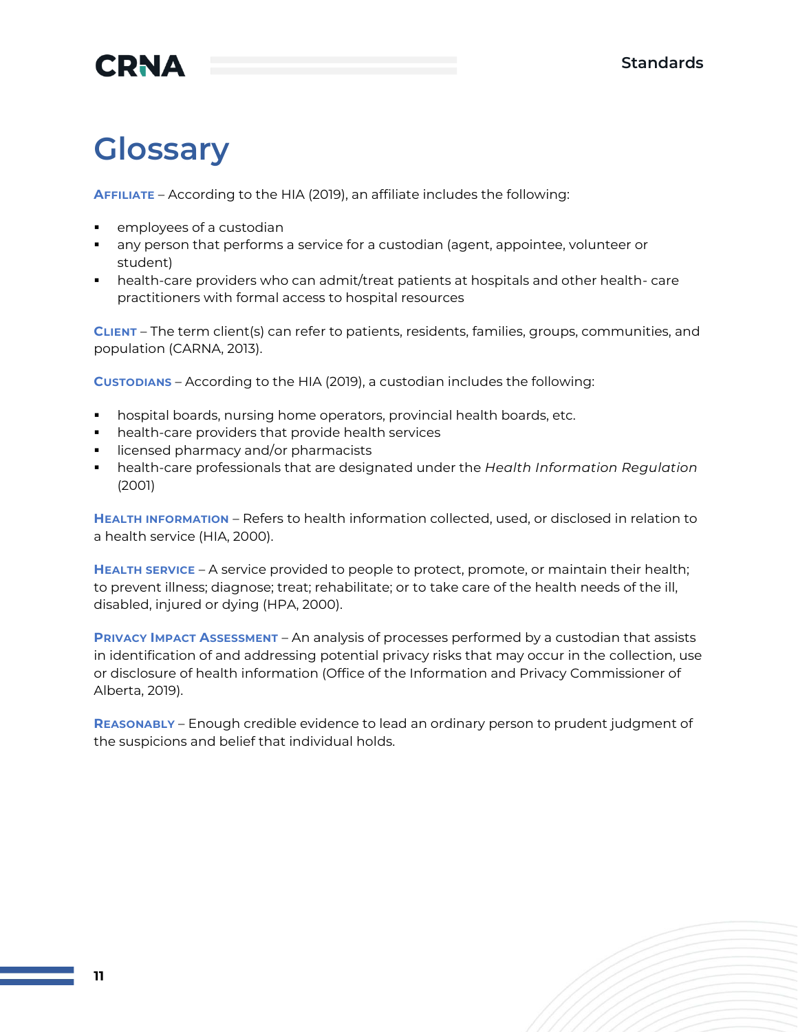# Glossary

**Affiliate** – According to the HIA (2019), an affiliate includes the following:

- employees of a custodian
- any person that performs a service for a custodian (agent, appointee, volunteer or student)
- health-care providers who can admit/treat patients at hospitals and other health- care practitioners with formal access to hospital resources

**Client** – The term client(s) can refer to patients, residents, families, groups, communities, and population (CARNA, 2013).

**Custodians** – According to the HIA (2019), a custodian includes the following:

- hospital boards, nursing home operators, provincial health boards, etc.
- health-care providers that provide health services
- licensed pharmacy and/or pharmacists
- health-care professionals that are designated under the *Health Information Regulation* (2001)

**Health information** – Refers to health information collected, used, or disclosed in relation to a health service (HIA, 2000).

**Health service** – A service provided to people to protect, promote, or maintain their health; to prevent illness; diagnose; treat; rehabilitate; or to take care of the health needs of the ill, disabled, injured or dying (HPA, 2000).

**Privacy Impact Assessment** – An analysis of processes performed by a custodian that assists in identification of and addressing potential privacy risks that may occur in the collection, use or disclosure of health information (Office of the Information and Privacy Commissioner of Alberta, 2019).

**Reasonably** – Enough credible evidence to lead an ordinary person to prudent judgment of the suspicions and belief that individual holds.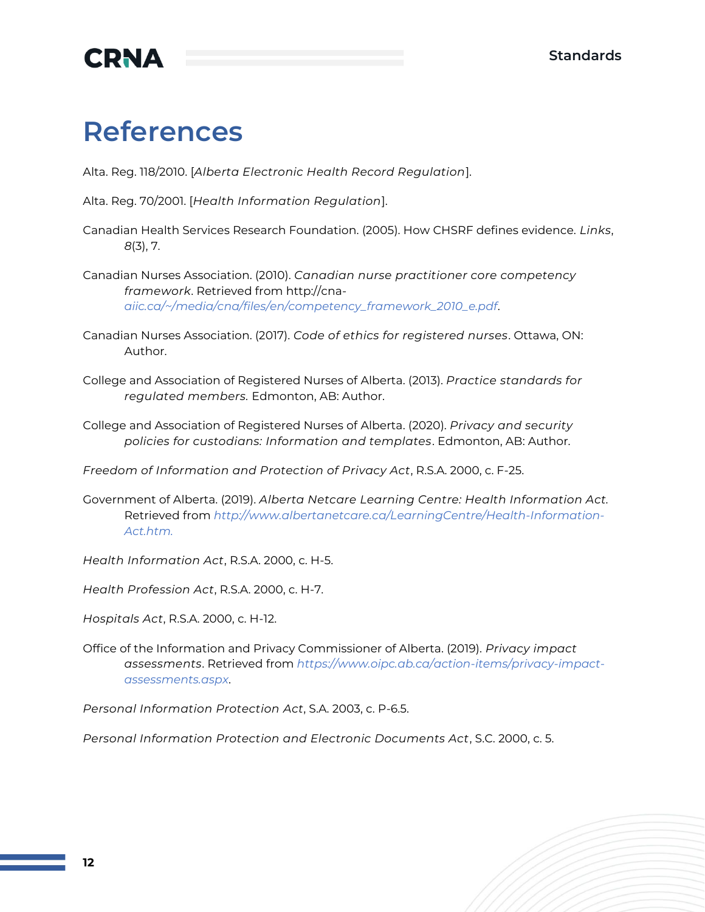# References

Alta. Reg. 118/2010. [*Alberta Electronic Health Record Regulation*].

Alta. Reg. 70/2001. [*Health Information Regulation*].

Canadian Health Services Research Foundation. (2005). How CHSRF defines evidence. *Links*, *8*(3), 7.

Canadian Nurses Association. (2010). *Canadian nurse practitioner core competency framework*. Retrieved from http://cna-aiic.ca/~/media/cna/files/en/competency_framework_2010_e.pdf.

Canadian Nurses Association. (2017). *Code of ethics for registered nurses*. Ottawa, ON: Author.

College and Association of Registered Nurses of Alberta. (2013). *Practice standards for regulated members.* Edmonton, AB: Author.

College and Association of Registered Nurses of Alberta. (2020). *Privacy and security policies for custodians: Information and templates*. Edmonton, AB: Author.

*Freedom of Information and Protection of Privacy Act*, R.S.A. 2000, c. F-25.

Government of Alberta. (2019). *Alberta Netcare Learning Centre: Health Information Act.* Retrieved from http://www.albertanetcare.ca/LearningCentre/Health-Information-Act.htm.

*Health Information Act*, R.S.A. 2000, c. H-5.

*Health Profession Act*, R.S.A. 2000, c. H-7.

*Hospitals Act*, R.S.A. 2000, c. H-12.

Office of the Information and Privacy Commissioner of Alberta. (2019). *Privacy impact assessments*. Retrieved from https://www.oipc.ab.ca/action-items/privacy-impact-assessments.aspx.

*Personal Information Protection Act*, S.A. 2003, c. P-6.5.

*Personal Information Protection and Electronic Documents Act*, S.C. 2000, c. 5.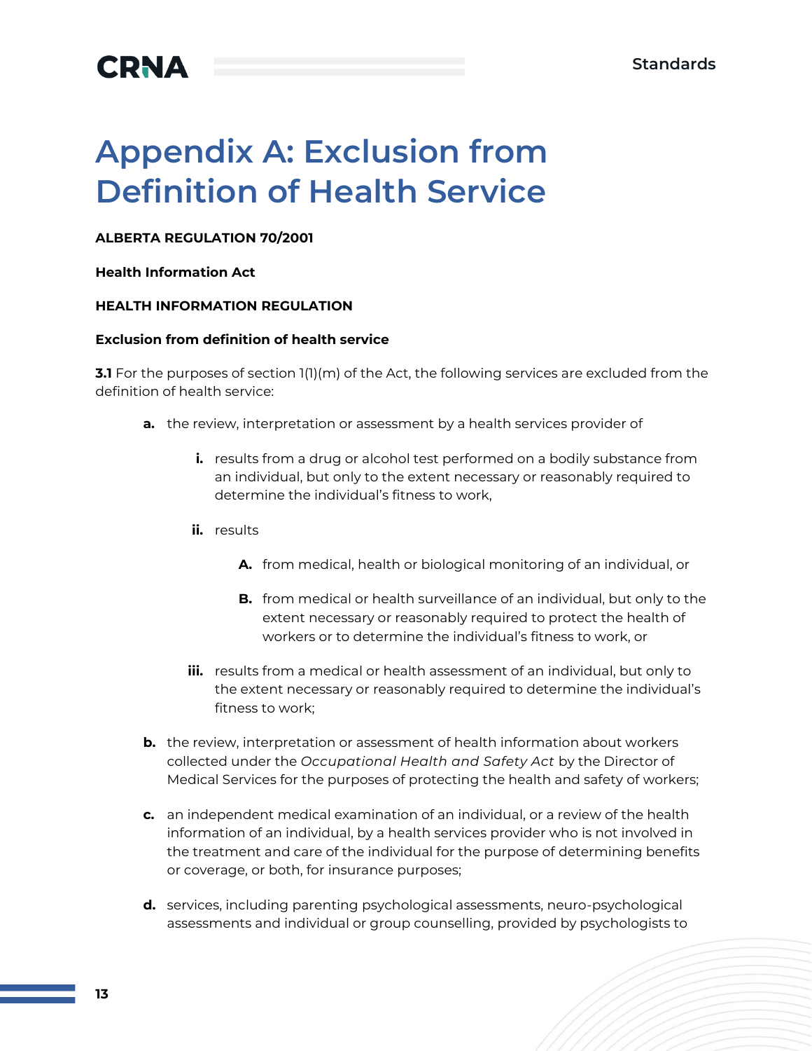# Appendix A: Exclusion from Definition of Health Service

**ALBERTA REGULATION 70/2001**

**Health Information Act**

**HEALTH INFORMATION REGULATION**

**Exclusion from definition of health service**

**3.1** For the purposes of section 1(1)(m) of the Act, the following services are excluded from the definition of health service:

- **a.** the review, interpretation or assessment by a health services provider of
  - **i.** results from a drug or alcohol test performed on a bodily substance from an individual, but only to the extent necessary or reasonably required to determine the individual's fitness to work,
  - **ii.** results
    - **A.** from medical, health or biological monitoring of an individual, or
    - **B.** from medical or health surveillance of an individual, but only to the extent necessary or reasonably required to protect the health of workers or to determine the individual's fitness to work, or
  - **iii.** results from a medical or health assessment of an individual, but only to the extent necessary or reasonably required to determine the individual's fitness to work;
- **b.** the review, interpretation or assessment of health information about workers collected under the *Occupational Health and Safety Act* by the Director of Medical Services for the purposes of protecting the health and safety of workers;
- **c.** an independent medical examination of an individual, or a review of the health information of an individual, by a health services provider who is not involved in the treatment and care of the individual for the purpose of determining benefits or coverage, or both, for insurance purposes;
- **d.** services, including parenting psychological assessments, neuro-psychological assessments and individual or group counselling, provided by psychologists to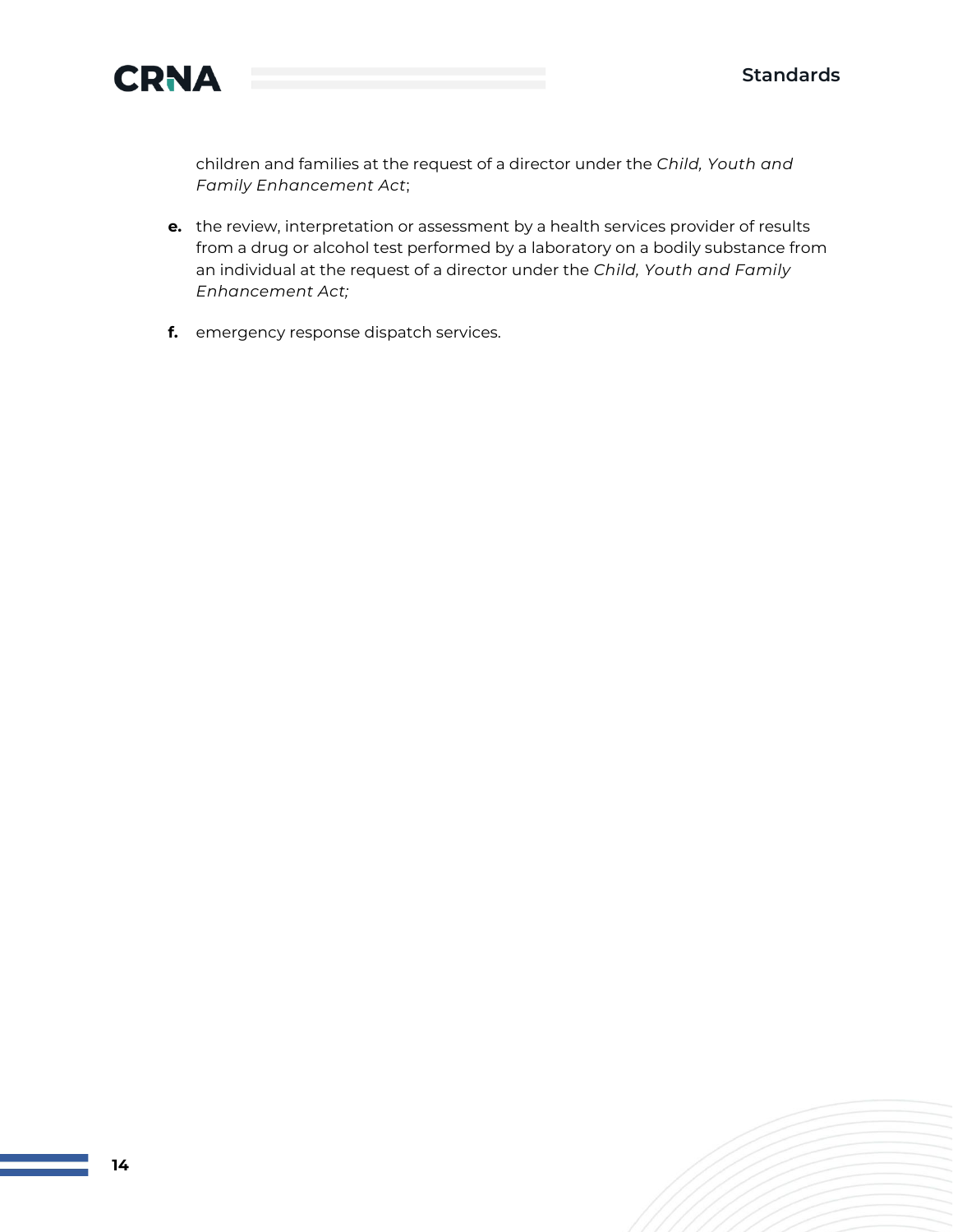children and families at the request of a director under the *Child, Youth and Family Enhancement Act*;

**e.** the review, interpretation or assessment by a health services provider of results from a drug or alcohol test performed by a laboratory on a bodily substance from an individual at the request of a director under the *Child, Youth and Family Enhancement Act;*

**f.** emergency response dispatch services.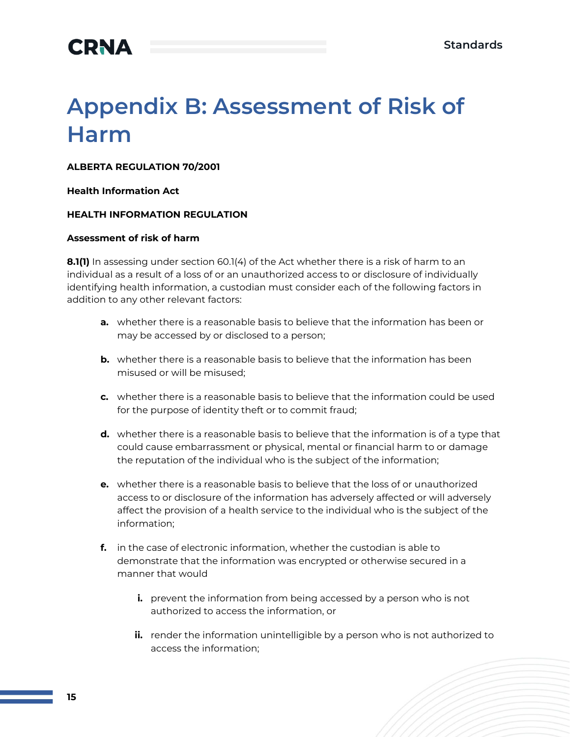# Appendix B: Assessment of Risk of Harm

**ALBERTA REGULATION 70/2001**

**Health Information Act**

**HEALTH INFORMATION REGULATION**

**Assessment of risk of harm**

**8.1(1)** In assessing under section 60.1(4) of the Act whether there is a risk of harm to an individual as a result of a loss of or an unauthorized access to or disclosure of individually identifying health information, a custodian must consider each of the following factors in addition to any other relevant factors:

- **a.** whether there is a reasonable basis to believe that the information has been or may be accessed by or disclosed to a person;
- **b.** whether there is a reasonable basis to believe that the information has been misused or will be misused;
- **c.** whether there is a reasonable basis to believe that the information could be used for the purpose of identity theft or to commit fraud;
- **d.** whether there is a reasonable basis to believe that the information is of a type that could cause embarrassment or physical, mental or financial harm to or damage the reputation of the individual who is the subject of the information;
- **e.** whether there is a reasonable basis to believe that the loss of or unauthorized access to or disclosure of the information has adversely affected or will adversely affect the provision of a health service to the individual who is the subject of the information;
- **f.** in the case of electronic information, whether the custodian is able to demonstrate that the information was encrypted or otherwise secured in a manner that would
    - **i.** prevent the information from being accessed by a person who is not authorized to access the information, or
    - **ii.** render the information unintelligible by a person who is not authorized to access the information;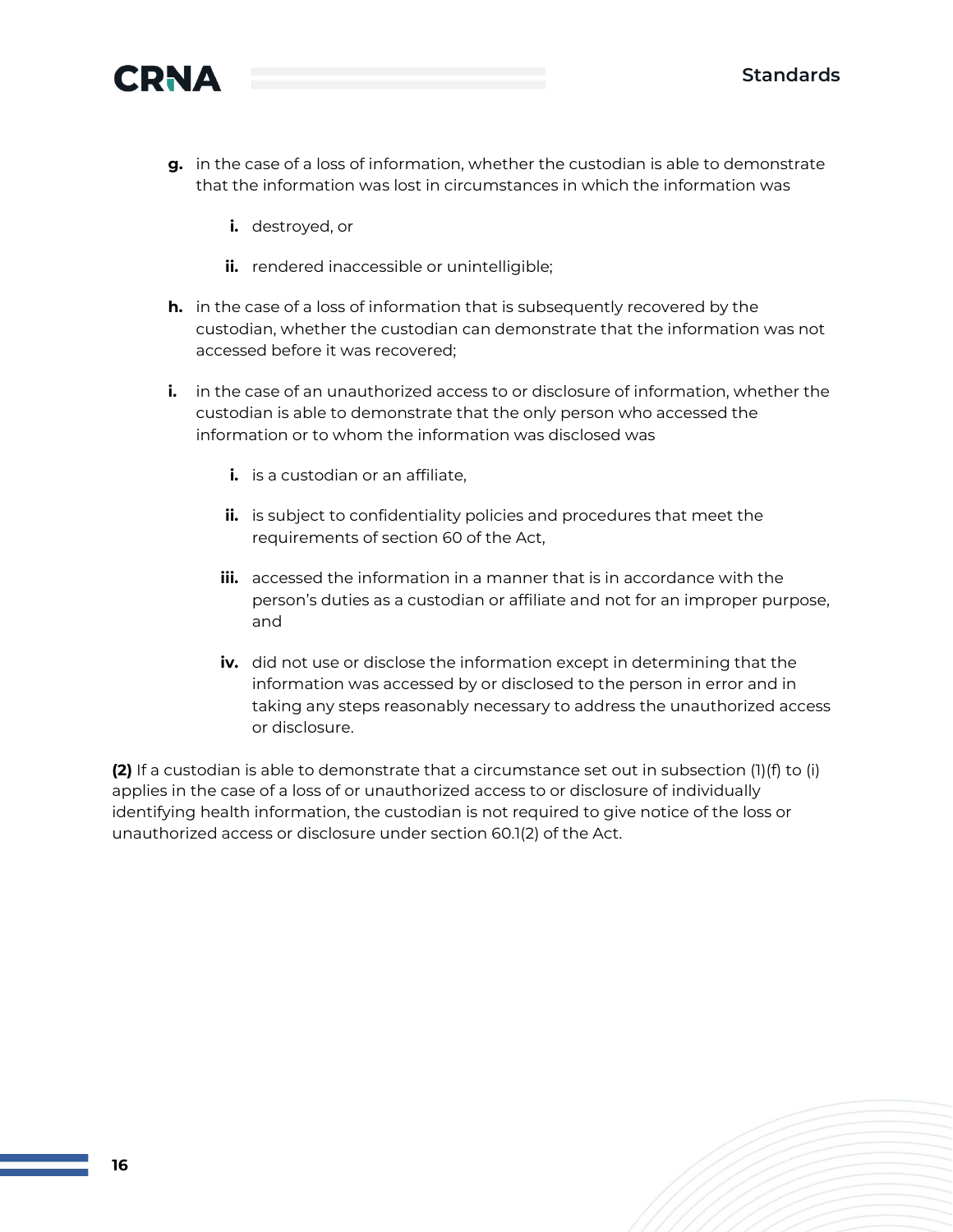g. in the case of a loss of information, whether the custodian is able to demonstrate that the information was lost in circumstances in which the information was

    i. destroyed, or

    ii. rendered inaccessible or unintelligible;

h. in the case of a loss of information that is subsequently recovered by the custodian, whether the custodian can demonstrate that the information was not accessed before it was recovered;

i. in the case of an unauthorized access to or disclosure of information, whether the custodian is able to demonstrate that the only person who accessed the information or to whom the information was disclosed was

    i. is a custodian or an affiliate,

    ii. is subject to confidentiality policies and procedures that meet the requirements of section 60 of the Act,

    iii. accessed the information in a manner that is in accordance with the person's duties as a custodian or affiliate and not for an improper purpose, and

    iv. did not use or disclose the information except in determining that the information was accessed by or disclosed to the person in error and in taking any steps reasonably necessary to address the unauthorized access or disclosure.

**(2)** If a custodian is able to demonstrate that a circumstance set out in subsection (1)(f) to (i) applies in the case of a loss of or unauthorized access to or disclosure of individually identifying health information, the custodian is not required to give notice of the loss or unauthorized access or disclosure under section 60.1(2) of the Act.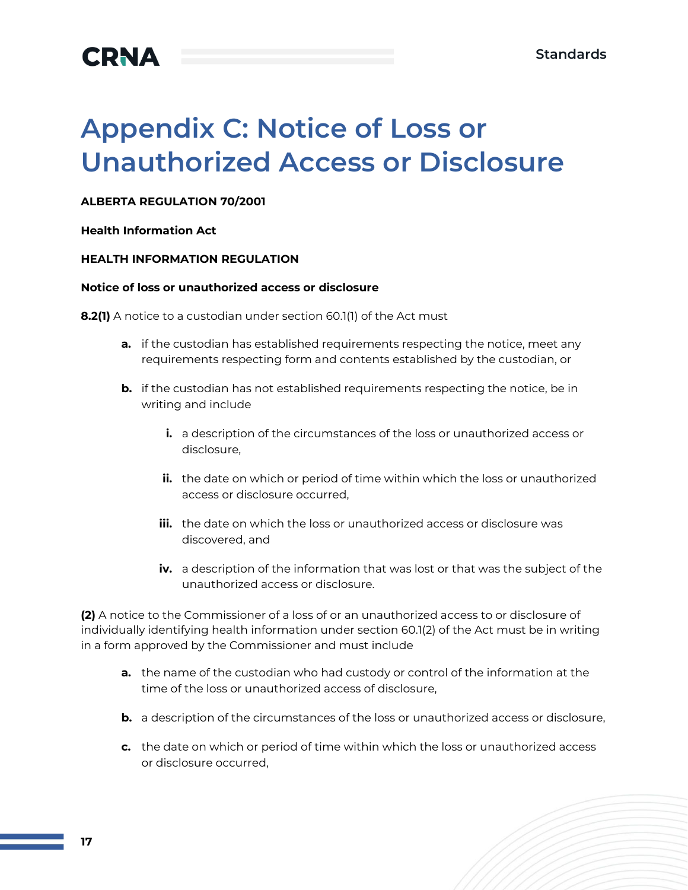# Appendix C: Notice of Loss or Unauthorized Access or Disclosure

**ALBERTA REGULATION 70/2001**

**Health Information Act**

**HEALTH INFORMATION REGULATION**

**Notice of loss or unauthorized access or disclosure**

**8.2(1)** A notice to a custodian under section 60.1(1) of the Act must

- **a.** if the custodian has established requirements respecting the notice, meet any requirements respecting form and contents established by the custodian, or
- **b.** if the custodian has not established requirements respecting the notice, be in writing and include
  - **i.** a description of the circumstances of the loss or unauthorized access or disclosure,
  - **ii.** the date on which or period of time within which the loss or unauthorized access or disclosure occurred,
  - **iii.** the date on which the loss or unauthorized access or disclosure was discovered, and
  - **iv.** a description of the information that was lost or that was the subject of the unauthorized access or disclosure.

**(2)** A notice to the Commissioner of a loss of or an unauthorized access to or disclosure of individually identifying health information under section 60.1(2) of the Act must be in writing in a form approved by the Commissioner and must include

- **a.** the name of the custodian who had custody or control of the information at the time of the loss or unauthorized access of disclosure,
- **b.** a description of the circumstances of the loss or unauthorized access or disclosure,
- **c.** the date on which or period of time within which the loss or unauthorized access or disclosure occurred,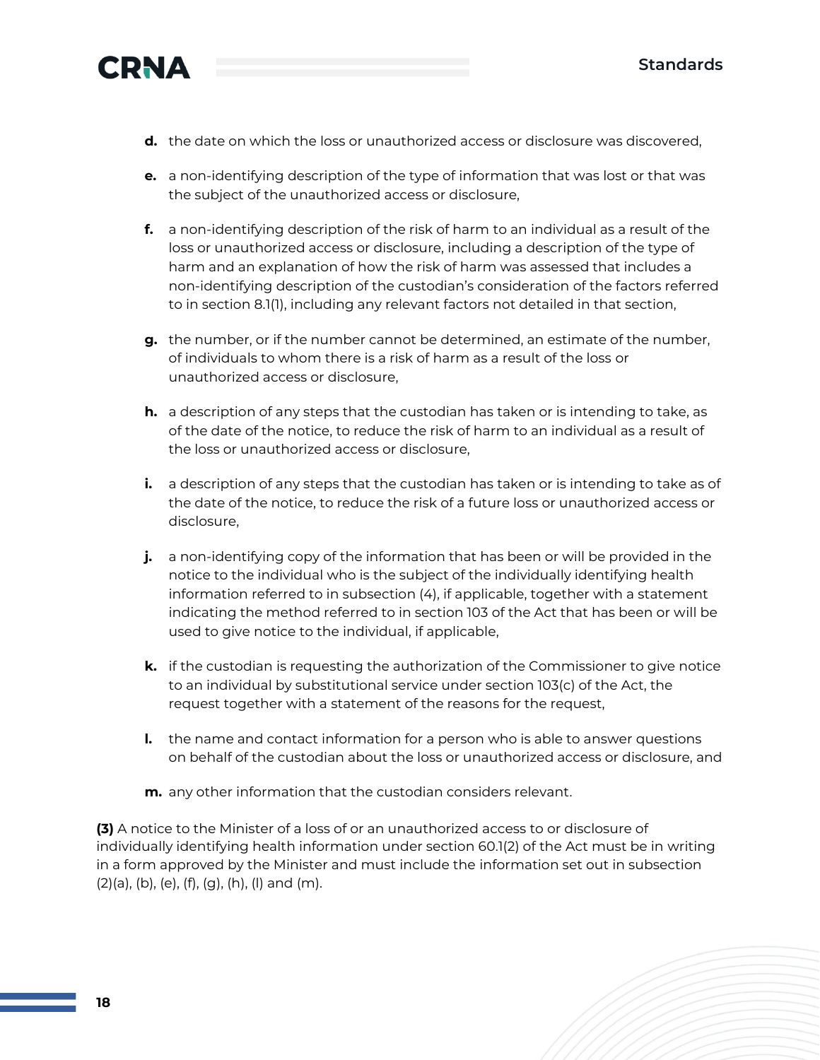d. the date on which the loss or unauthorized access or disclosure was discovered,

e. a non-identifying description of the type of information that was lost or that was the subject of the unauthorized access or disclosure,

f. a non-identifying description of the risk of harm to an individual as a result of the loss or unauthorized access or disclosure, including a description of the type of harm and an explanation of how the risk of harm was assessed that includes a non-identifying description of the custodian's consideration of the factors referred to in section 8.1(1), including any relevant factors not detailed in that section,

g. the number, or if the number cannot be determined, an estimate of the number, of individuals to whom there is a risk of harm as a result of the loss or unauthorized access or disclosure,

h. a description of any steps that the custodian has taken or is intending to take, as of the date of the notice, to reduce the risk of harm to an individual as a result of the loss or unauthorized access or disclosure,

i. a description of any steps that the custodian has taken or is intending to take as of the date of the notice, to reduce the risk of a future loss or unauthorized access or disclosure,

j. a non-identifying copy of the information that has been or will be provided in the notice to the individual who is the subject of the individually identifying health information referred to in subsection (4), if applicable, together with a statement indicating the method referred to in section 103 of the Act that has been or will be used to give notice to the individual, if applicable,

k. if the custodian is requesting the authorization of the Commissioner to give notice to an individual by substitutional service under section 103(c) of the Act, the request together with a statement of the reasons for the request,

l. the name and contact information for a person who is able to answer questions on behalf of the custodian about the loss or unauthorized access or disclosure, and

m. any other information that the custodian considers relevant.

**(3)** A notice to the Minister of a loss of or an unauthorized access to or disclosure of individually identifying health information under section 60.1(2) of the Act must be in writing in a form approved by the Minister and must include the information set out in subsection (2)(a), (b), (e), (f), (g), (h), (l) and (m).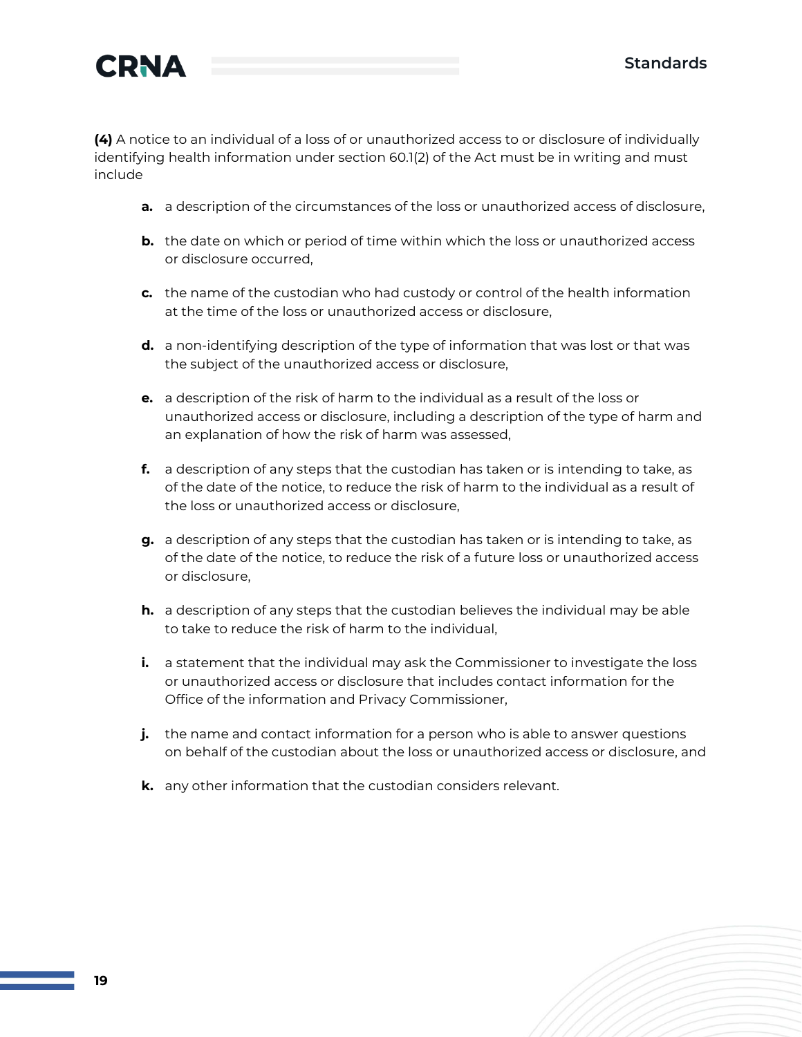**(4)** A notice to an individual of a loss of or unauthorized access to or disclosure of individually identifying health information under section 60.1(2) of the Act must be in writing and must include

- **a.** a description of the circumstances of the loss or unauthorized access of disclosure,
- **b.** the date on which or period of time within which the loss or unauthorized access or disclosure occurred,
- **c.** the name of the custodian who had custody or control of the health information at the time of the loss or unauthorized access or disclosure,
- **d.** a non-identifying description of the type of information that was lost or that was the subject of the unauthorized access or disclosure,
- **e.** a description of the risk of harm to the individual as a result of the loss or unauthorized access or disclosure, including a description of the type of harm and an explanation of how the risk of harm was assessed,
- **f.** a description of any steps that the custodian has taken or is intending to take, as of the date of the notice, to reduce the risk of harm to the individual as a result of the loss or unauthorized access or disclosure,
- **g.** a description of any steps that the custodian has taken or is intending to take, as of the date of the notice, to reduce the risk of a future loss or unauthorized access or disclosure,
- **h.** a description of any steps that the custodian believes the individual may be able to take to reduce the risk of harm to the individual,
- **i.** a statement that the individual may ask the Commissioner to investigate the loss or unauthorized access or disclosure that includes contact information for the Office of the information and Privacy Commissioner,
- **j.** the name and contact information for a person who is able to answer questions on behalf of the custodian about the loss or unauthorized access or disclosure, and
- **k.** any other information that the custodian considers relevant.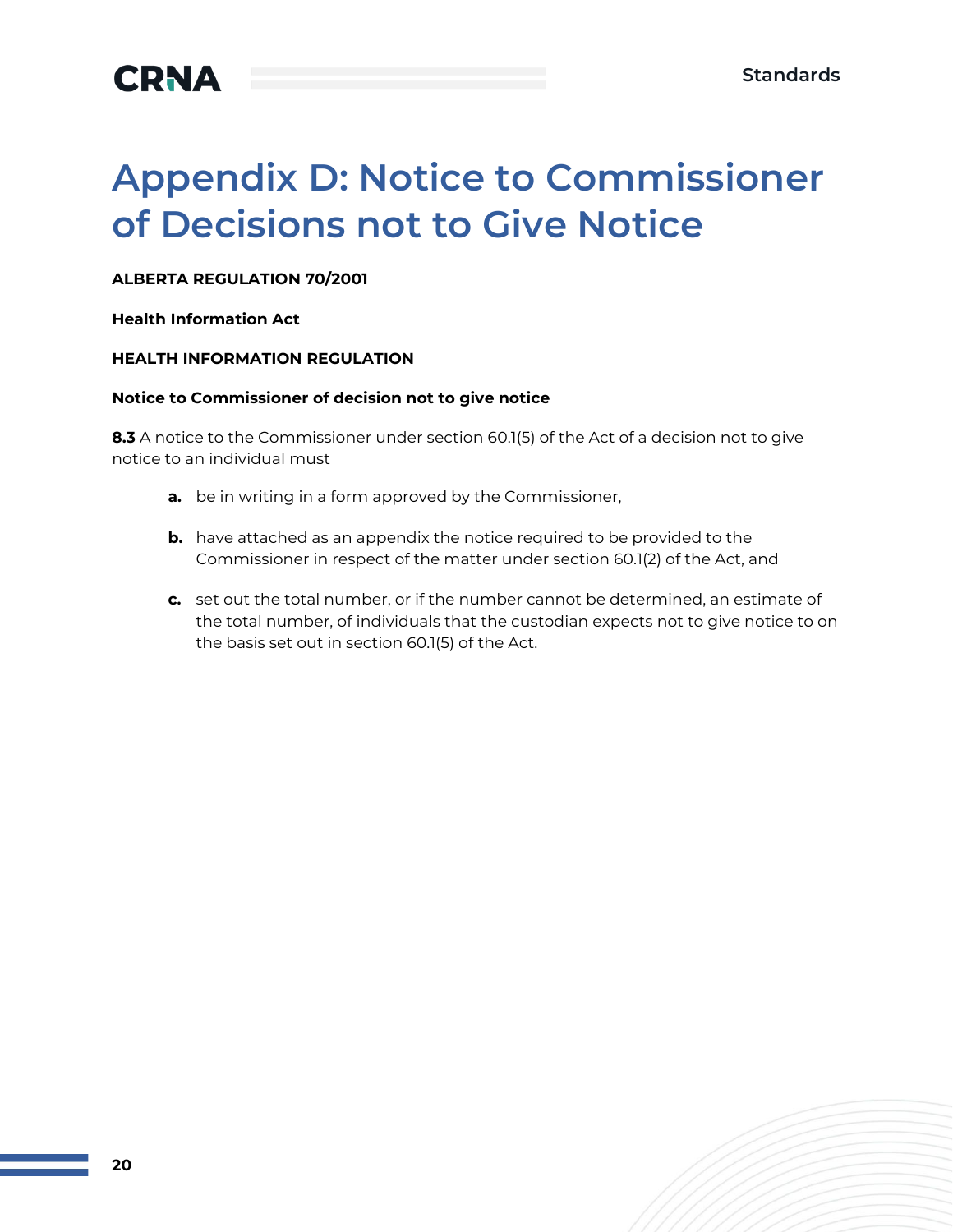# Appendix D: Notice to Commissioner of Decisions not to Give Notice

**ALBERTA REGULATION 70/2001**

**Health Information Act**

**HEALTH INFORMATION REGULATION**

**Notice to Commissioner of decision not to give notice**

**8.3** A notice to the Commissioner under section 60.1(5) of the Act of a decision not to give notice to an individual must

- **a.** be in writing in a form approved by the Commissioner,
- **b.** have attached as an appendix the notice required to be provided to the Commissioner in respect of the matter under section 60.1(2) of the Act, and
- **c.** set out the total number, or if the number cannot be determined, an estimate of the total number, of individuals that the custodian expects not to give notice to on the basis set out in section 60.1(5) of the Act.